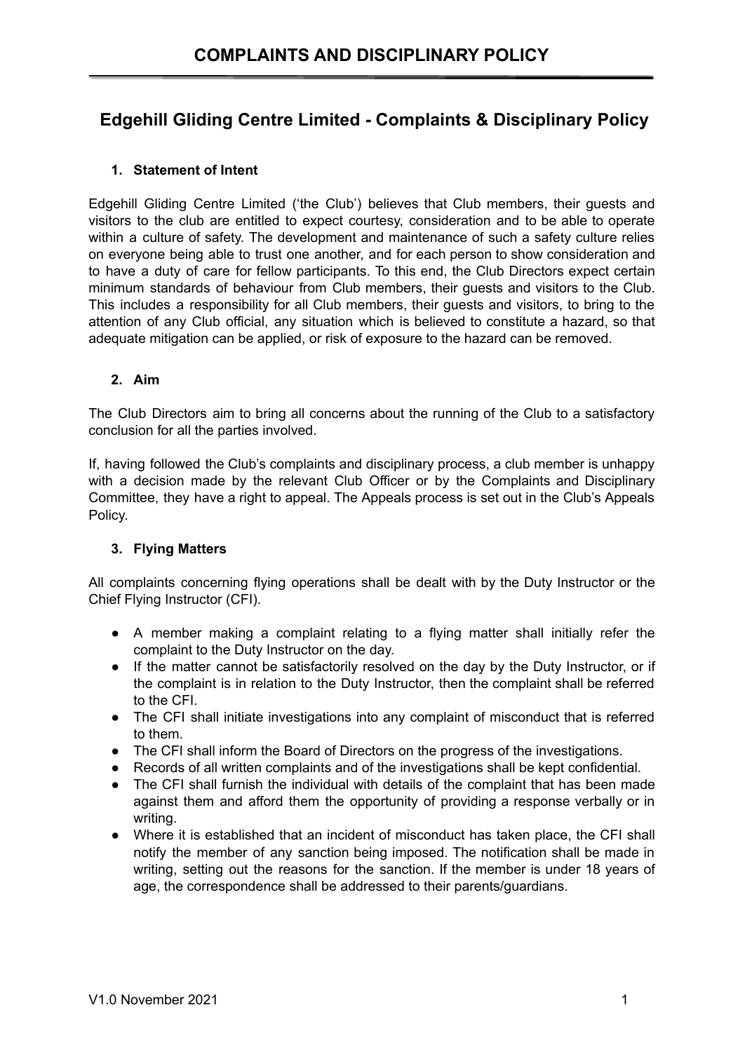# COMPLAINTS AND DISCIPLINARY POLICY

## Edgehill Gliding Centre Limited - Complaints & Disciplinary Policy

### 1. Statement of Intent

Edgehill Gliding Centre Limited ('the Club') believes that Club members, their guests and visitors to the club are entitled to expect courtesy, consideration and to be able to operate within a culture of safety. The development and maintenance of such a safety culture relies on everyone being able to trust one another, and for each person to show consideration and to have a duty of care for fellow participants. To this end, the Club Directors expect certain minimum standards of behaviour from Club members, their guests and visitors to the Club. This includes a responsibility for all Club members, their guests and visitors, to bring to the attention of any Club official, any situation which is believed to constitute a hazard, so that adequate mitigation can be applied, or risk of exposure to the hazard can be removed.

### 2. Aim

The Club Directors aim to bring all concerns about the running of the Club to a satisfactory conclusion for all the parties involved.

If, having followed the Club's complaints and disciplinary process, a club member is unhappy with a decision made by the relevant Club Officer or by the Complaints and Disciplinary Committee, they have a right to appeal. The Appeals process is set out in the Club's Appeals Policy.

### 3. Flying Matters

All complaints concerning flying operations shall be dealt with by the Duty Instructor or the Chief Flying Instructor (CFI).

- A member making a complaint relating to a flying matter shall initially refer the complaint to the Duty Instructor on the day.
- If the matter cannot be satisfactorily resolved on the day by the Duty Instructor, or if the complaint is in relation to the Duty Instructor, then the complaint shall be referred to the CFI.
- The CFI shall initiate investigations into any complaint of misconduct that is referred to them.
- The CFI shall inform the Board of Directors on the progress of the investigations.
- Records of all written complaints and of the investigations shall be kept confidential.
- The CFI shall furnish the individual with details of the complaint that has been made against them and afford them the opportunity of providing a response verbally or in writing.
- Where it is established that an incident of misconduct has taken place, the CFI shall notify the member of any sanction being imposed. The notification shall be made in writing, setting out the reasons for the sanction. If the member is under 18 years of age, the correspondence shall be addressed to their parents/guardians.

V1.0 November 2021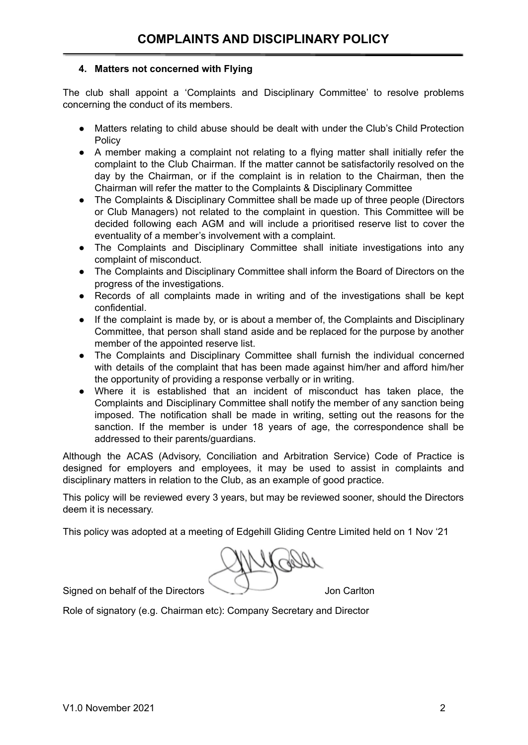#### 4. Matters not concerned with Flying

The club shall appoint a 'Complaints and Disciplinary Committee' to resolve problems concerning the conduct of its members.

- Matters relating to child abuse should be dealt with under the Club's Child Protection Policy
- A member making a complaint not relating to a flying matter shall initially refer the complaint to the Club Chairman. If the matter cannot be satisfactorily resolved on the day by the Chairman, or if the complaint is in relation to the Chairman, then the Chairman will refer the matter to the Complaints & Disciplinary Committee
- The Complaints & Disciplinary Committee shall be made up of three people (Directors or Club Managers) not related to the complaint in question. This Committee will be decided following each AGM and will include a prioritised reserve list to cover the eventuality of a member's involvement with a complaint.
- The Complaints and Disciplinary Committee shall initiate investigations into any complaint of misconduct.
- The Complaints and Disciplinary Committee shall inform the Board of Directors on the progress of the investigations.
- Records of all complaints made in writing and of the investigations shall be kept confidential.
- If the complaint is made by, or is about a member of, the Complaints and Disciplinary Committee, that person shall stand aside and be replaced for the purpose by another member of the appointed reserve list.
- The Complaints and Disciplinary Committee shall furnish the individual concerned with details of the complaint that has been made against him/her and afford him/her the opportunity of providing a response verbally or in writing.
- Where it is established that an incident of misconduct has taken place, the Complaints and Disciplinary Committee shall notify the member of any sanction being imposed. The notification shall be made in writing, setting out the reasons for the sanction. If the member is under 18 years of age, the correspondence shall be addressed to their parents/guardians.

Although the ACAS (Advisory, Conciliation and Arbitration Service) Code of Practice is designed for employers and employees, it may be used to assist in complaints and disciplinary matters in relation to the Club, as an example of good practice.

This policy will be reviewed every 3 years, but may be reviewed sooner, should the Directors deem it is necessary.

This policy was adopted at a meeting of Edgehill Gliding Centre Limited held on 1 Nov '21

Signed on behalf of the Directors Jon Carlton

Role of signatory (e.g. Chairman etc): Company Secretary and Director